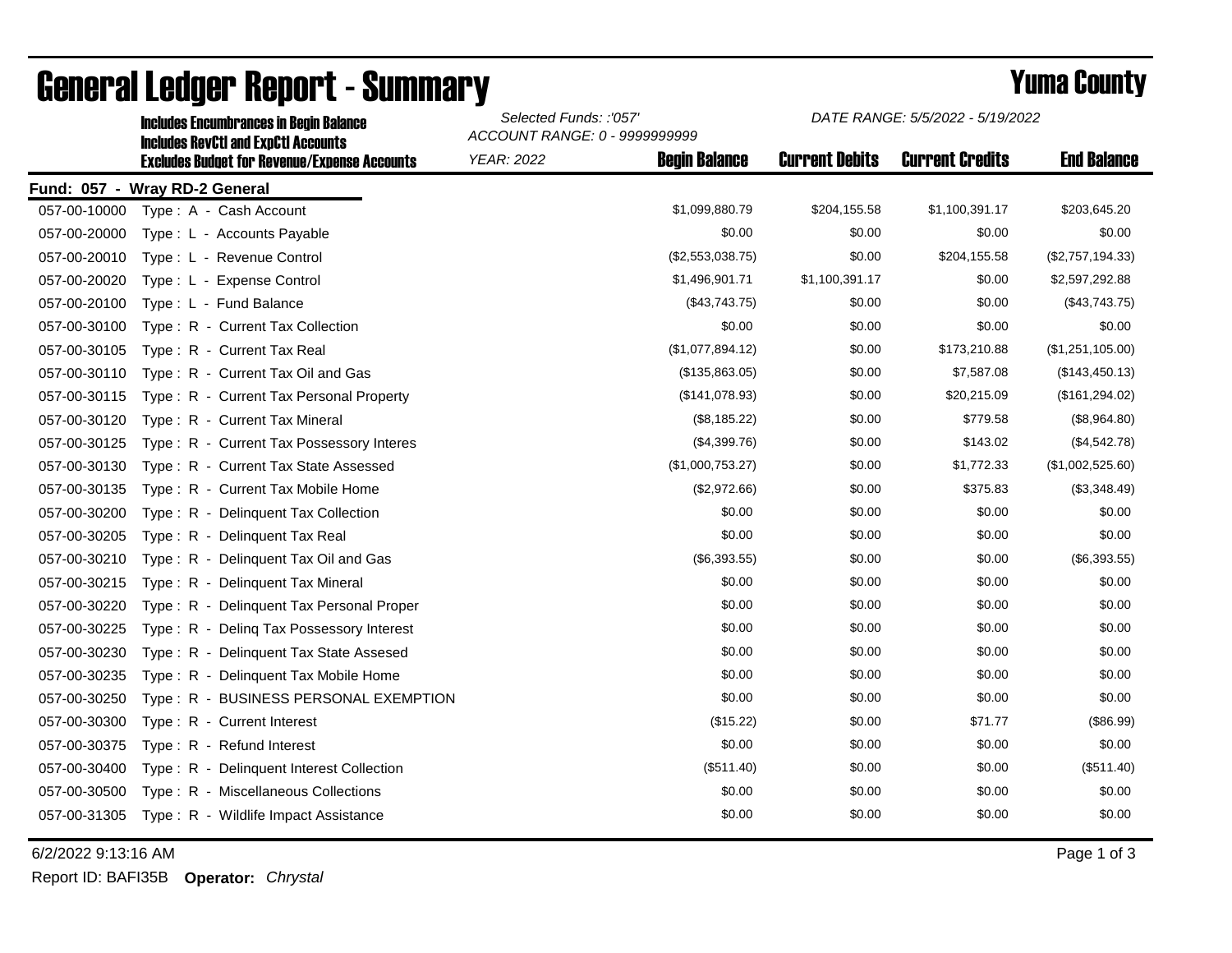# General Ledger Report - Summary

**Yuma County**

**Includes Encumbrances in Begin Balance**
**Includes RevCtl and ExpCtl Accounts**
**Excludes Budget for Revenue/Expense Accounts**

*Selected Funds: :'057'*
*ACCOUNT RANGE: 0 - 9999999999*
*YEAR: 2022*
*DATE RANGE: 5/5/2022 - 5/19/2022*

**Fund: 057 - Wray RD-2 General**

| Account | Description | Begin Balance | Current Debits | Current Credits | End Balance |
|---|---|---|---|---|---|
| 057-00-10000 | Type : A - Cash Account | $1,099,880.79 | $204,155.58 | $1,100,391.17 | $203,645.20 |
| 057-00-20000 | Type : L - Accounts Payable | $0.00 | $0.00 | $0.00 | $0.00 |
| 057-00-20010 | Type : L - Revenue Control | ($2,553,038.75) | $0.00 | $204,155.58 | ($2,757,194.33) |
| 057-00-20020 | Type : L - Expense Control | $1,496,901.71 | $1,100,391.17 | $0.00 | $2,597,292.88 |
| 057-00-20100 | Type : L - Fund Balance | ($43,743.75) | $0.00 | $0.00 | ($43,743.75) |
| 057-00-30100 | Type : R - Current Tax Collection | $0.00 | $0.00 | $0.00 | $0.00 |
| 057-00-30105 | Type : R - Current Tax Real | ($1,077,894.12) | $0.00 | $173,210.88 | ($1,251,105.00) |
| 057-00-30110 | Type : R - Current Tax Oil and Gas | ($135,863.05) | $0.00 | $7,587.08 | ($143,450.13) |
| 057-00-30115 | Type : R - Current Tax Personal Property | ($141,078.93) | $0.00 | $20,215.09 | ($161,294.02) |
| 057-00-30120 | Type : R - Current Tax Mineral | ($8,185.22) | $0.00 | $779.58 | ($8,964.80) |
| 057-00-30125 | Type : R - Current Tax Possessory Interes | ($4,399.76) | $0.00 | $143.02 | ($4,542.78) |
| 057-00-30130 | Type : R - Current Tax State Assessed | ($1,000,753.27) | $0.00 | $1,772.33 | ($1,002,525.60) |
| 057-00-30135 | Type : R - Current Tax Mobile Home | ($2,972.66) | $0.00 | $375.83 | ($3,348.49) |
| 057-00-30200 | Type : R - Delinquent Tax Collection | $0.00 | $0.00 | $0.00 | $0.00 |
| 057-00-30205 | Type : R - Delinquent Tax Real | $0.00 | $0.00 | $0.00 | $0.00 |
| 057-00-30210 | Type : R - Delinquent Tax Oil and Gas | ($6,393.55) | $0.00 | $0.00 | ($6,393.55) |
| 057-00-30215 | Type : R - Delinquent Tax Mineral | $0.00 | $0.00 | $0.00 | $0.00 |
| 057-00-30220 | Type : R - Delinquent Tax Personal Proper | $0.00 | $0.00 | $0.00 | $0.00 |
| 057-00-30225 | Type : R - Delinq Tax Possessory Interest | $0.00 | $0.00 | $0.00 | $0.00 |
| 057-00-30230 | Type : R - Delinquent Tax State Assesed | $0.00 | $0.00 | $0.00 | $0.00 |
| 057-00-30235 | Type : R - Delinquent Tax Mobile Home | $0.00 | $0.00 | $0.00 | $0.00 |
| 057-00-30250 | Type : R - BUSINESS PERSONAL EXEMPTION | $0.00 | $0.00 | $0.00 | $0.00 |
| 057-00-30300 | Type : R - Current Interest | ($15.22) | $0.00 | $71.77 | ($86.99) |
| 057-00-30375 | Type : R - Refund Interest | $0.00 | $0.00 | $0.00 | $0.00 |
| 057-00-30400 | Type : R - Delinquent Interest Collection | ($511.40) | $0.00 | $0.00 | ($511.40) |
| 057-00-30500 | Type : R - Miscellaneous Collections | $0.00 | $0.00 | $0.00 | $0.00 |
| 057-00-31305 | Type : R - Wildlife Impact Assistance | $0.00 | $0.00 | $0.00 | $0.00 |

6/2/2022 9:13:16 AM

Report ID: BAFI35B **Operator:** *Chrystal*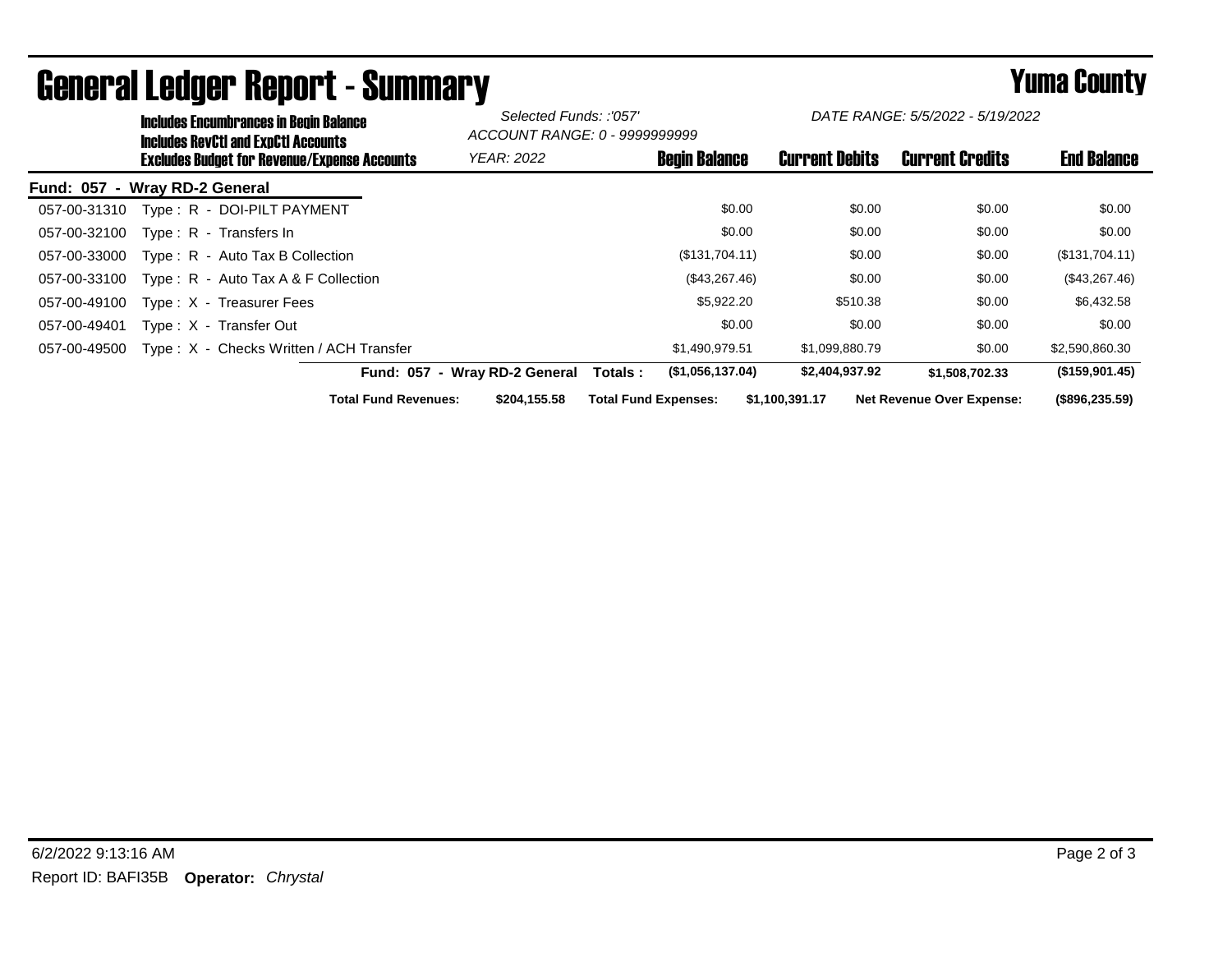# General Ledger Report - Summary

## Yuma County

**Includes Encumbrances in Begin Balance**
**Includes RevCtl and ExpCtl Accounts**
**Excludes Budget for Revenue/Expense Accounts**

*Selected Funds: :'057'*
*ACCOUNT RANGE: 0 - 9999999999*
*YEAR: 2022*

*DATE RANGE: 5/5/2022 - 5/19/2022*

**Fund: 057 - Wray RD-2 General**

| Account | Description | Begin Balance | Current Debits | Current Credits | End Balance |
|---|---|---|---|---|---|
| 057-00-31310 | Type : R - DOI-PILT PAYMENT | $0.00 | $0.00 | $0.00 | $0.00 |
| 057-00-32100 | Type : R - Transfers In | $0.00 | $0.00 | $0.00 | $0.00 |
| 057-00-33000 | Type : R - Auto Tax B Collection | ($131,704.11) | $0.00 | $0.00 | ($131,704.11) |
| 057-00-33100 | Type : R - Auto Tax A & F Collection | ($43,267.46) | $0.00 | $0.00 | ($43,267.46) |
| 057-00-49100 | Type : X - Treasurer Fees | $5,922.20 | $510.38 | $0.00 | $6,432.58 |
| 057-00-49401 | Type : X - Transfer Out | $0.00 | $0.00 | $0.00 | $0.00 |
| 057-00-49500 | Type : X - Checks Written / ACH Transfer | $1,490,979.51 | $1,099,880.79 | $0.00 | $2,590,860.30 |
| | **Fund: 057 - Wray RD-2 General Totals :** | **($1,056,137.04)** | **$2,404,937.92** | **$1,508,702.33** | **($159,901.45)** |

**Total Fund Revenues:** $204,155.58 **Total Fund Expenses:** $1,100,391.17 **Net Revenue Over Expense:** ($896,235.59)

6/2/2022 9:13:16 AM

Report ID: BAFI35B **Operator:** *Chrystal*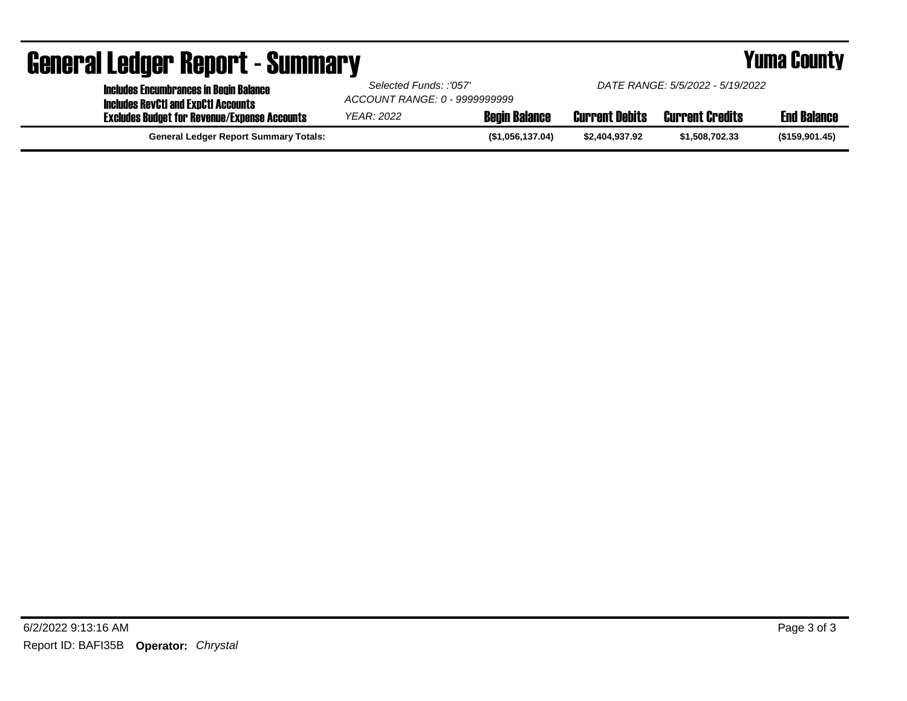# General Ledger Report - Summary

**Yuma County**

**Includes Encumbrances in Begin Balance**
**Includes RevCtl and ExpCtl Accounts**
**Excludes Budget for Revenue/Expense Accounts**

*Selected Funds: :'057'*
*ACCOUNT RANGE: 0 - 9999999999*
*YEAR: 2022*

*DATE RANGE: 5/5/2022 - 5/19/2022*

| | Begin Balance | Current Debits | Current Credits | End Balance |
|---|---|---|---|---|
| **General Ledger Report Summary Totals:** | **($1,056,137.04)** | **$2,404,937.92** | **$1,508,702.33** | **($159,901.45)** |

6/2/2022 9:13:16 AM

Report ID: BAFI35B **Operator:** *Chrystal*